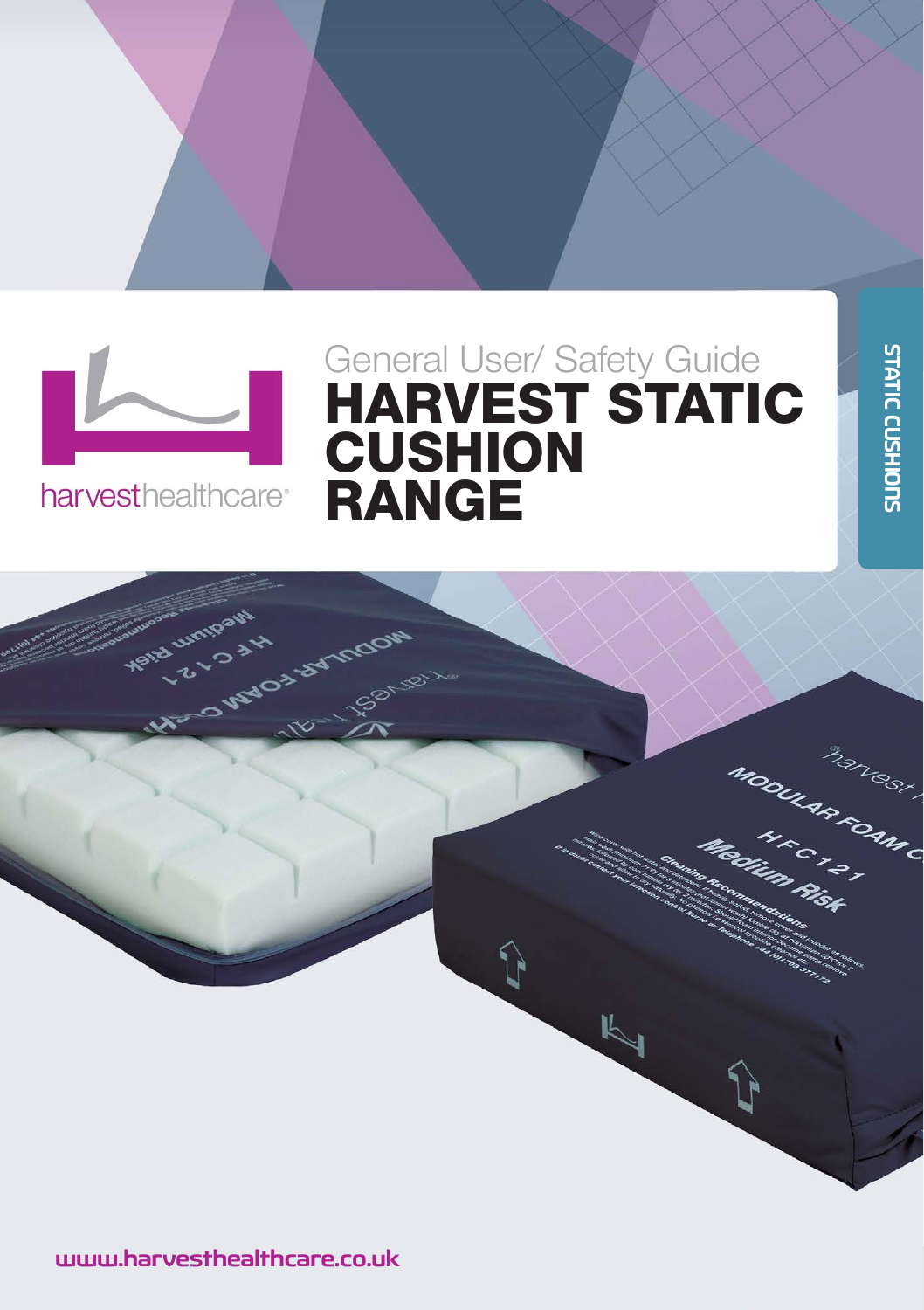harvesthealthcare®

General User/ Safety Guide

# HARVEST STATIC CUSHION RANGE

STATIC CUSHIONS

www.harvesthealthcare.co.uk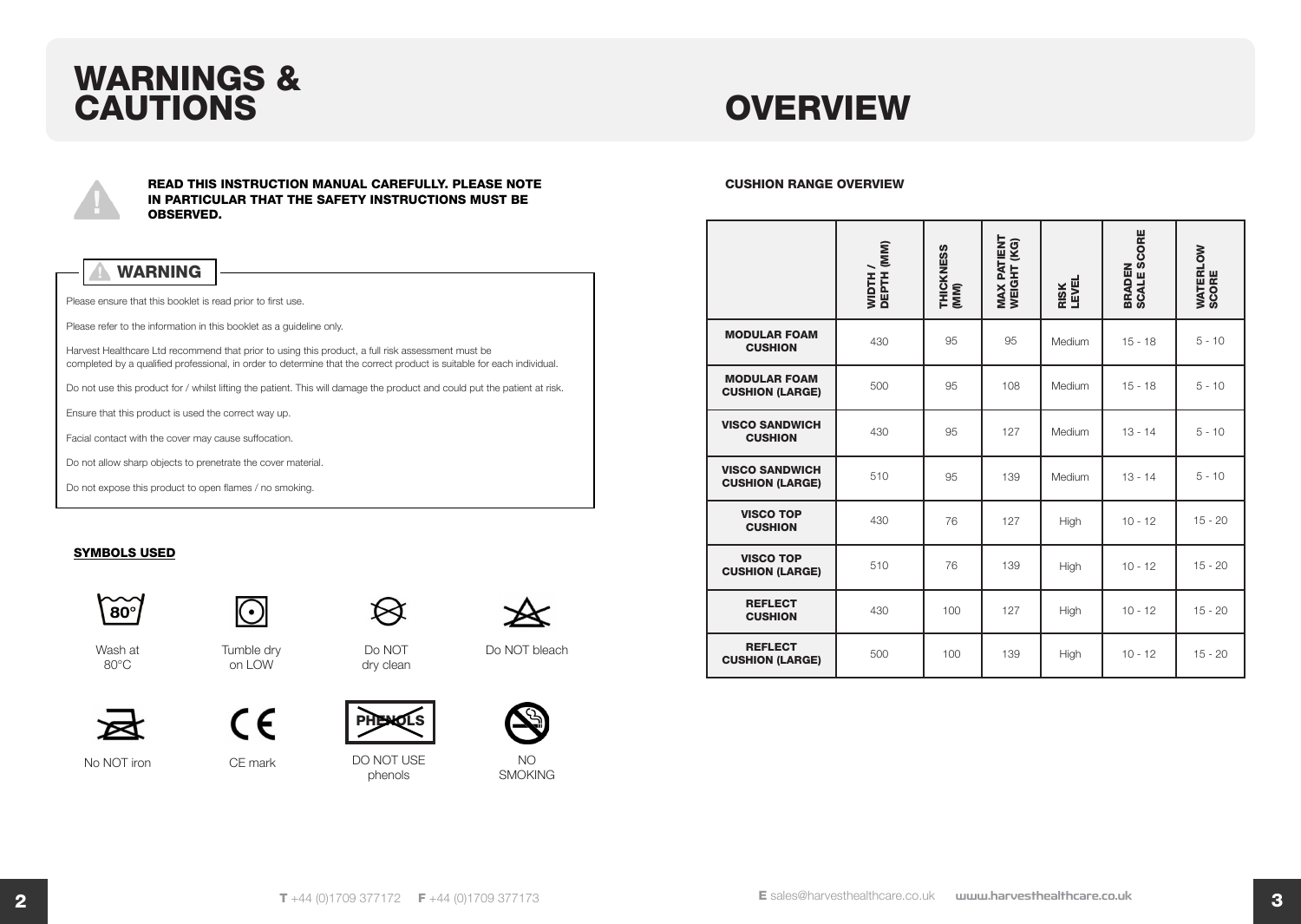# WARNINGS & CAUTIONS

**READ THIS INSTRUCTION MANUAL CAREFULLY. PLEASE NOTE IN PARTICULAR THAT THE SAFETY INSTRUCTIONS MUST BE OBSERVED.**

## WARNING

Please ensure that this booklet is read prior to first use.

Please refer to the information in this booklet as a guideline only.

Harvest Healthcare Ltd recommend that prior to using this product, a full risk assessment must be completed by a qualified professional, in order to determine that the correct product is suitable for each individual.

Do not use this product for / whilst lifting the patient. This will damage the product and could put the patient at risk.

Ensure that this product is used the correct way up.

Facial contact with the cover may cause suffocation.

Do not allow sharp objects to prenetrate the cover material.

Do not expose this product to open flames / no smoking.

### SYMBOLS USED

- 80° — Wash at 80°C
- Tumble dry on LOW
- Do NOT dry clean
- Do NOT bleach
- No NOT iron
- CE mark
- PHENOLS — DO NOT USE phenols
- NO SMOKING

# OVERVIEW

**CUSHION RANGE OVERVIEW**

| | WIDTH / DEPTH (MM) | THICKNESS (MM) | MAX PATIENT WEIGHT (KG) | RISK LEVEL | BRADEN SCALE SCORE | WATERLOW SCORE |
|---|---|---|---|---|---|---|
| **MODULAR FOAM CUSHION** | 430 | 95 | 95 | Medium | 15 - 18 | 5 - 10 |
| **MODULAR FOAM CUSHION (LARGE)** | 500 | 95 | 108 | Medium | 15 - 18 | 5 - 10 |
| **VISCO SANDWICH CUSHION** | 430 | 95 | 127 | Medium | 13 - 14 | 5 - 10 |
| **VISCO SANDWICH CUSHION (LARGE)** | 510 | 95 | 139 | Medium | 13 - 14 | 5 - 10 |
| **VISCO TOP CUSHION** | 430 | 76 | 127 | High | 10 - 12 | 15 - 20 |
| **VISCO TOP CUSHION (LARGE)** | 510 | 76 | 139 | High | 10 - 12 | 15 - 20 |
| **REFLECT CUSHION** | 430 | 100 | 127 | High | 10 - 12 | 15 - 20 |
| **REFLECT CUSHION (LARGE)** | 500 | 100 | 139 | High | 10 - 12 | 15 - 20 |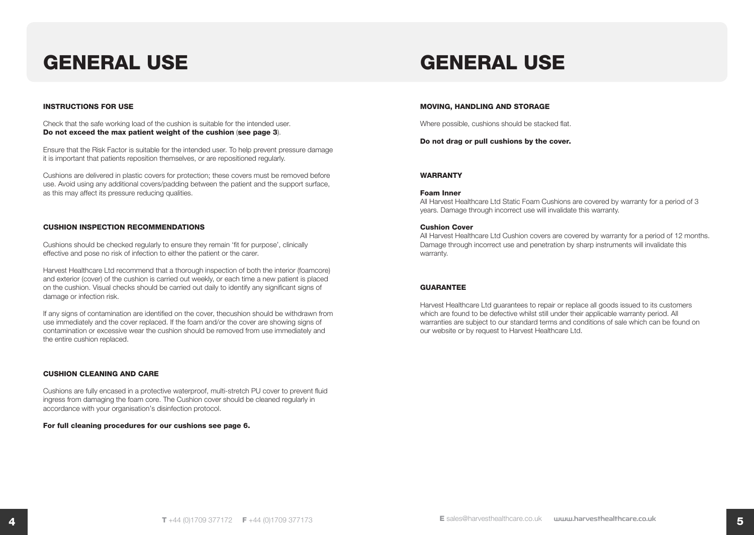# GENERAL USE

### INSTRUCTIONS FOR USE

Check that the safe working load of the cushion is suitable for the intended user.
**Do not exceed the max patient weight of the cushion** (**see page 3**).

Ensure that the Risk Factor is suitable for the intended user. To help prevent pressure damage it is important that patients reposition themselves, or are repositioned regularly.

Cushions are delivered in plastic covers for protection; these covers must be removed before use. Avoid using any additional covers/padding between the patient and the support surface, as this may affect its pressure reducing qualities.

### CUSHION INSPECTION RECOMMENDATIONS

Cushions should be checked regularly to ensure they remain 'fit for purpose', clinically effective and pose no risk of infection to either the patient or the carer.

Harvest Healthcare Ltd recommend that a thorough inspection of both the interior (foamcore) and exterior (cover) of the cushion is carried out weekly, or each time a new patient is placed on the cushion. Visual checks should be carried out daily to identify any significant signs of damage or infection risk.

If any signs of contamination are identified on the cover, thecushion should be withdrawn from use immediately and the cover replaced. If the foam and/or the cover are showing signs of contamination or excessive wear the cushion should be removed from use immediately and the entire cushion replaced.

### CUSHION CLEANING AND CARE

Cushions are fully encased in a protective waterproof, multi-stretch PU cover to prevent fluid ingress from damaging the foam core. The Cushion cover should be cleaned regularly in accordance with your organisation's disinfection protocol.

**For full cleaning procedures for our cushions see page 6.**

# GENERAL USE

### MOVING, HANDLING AND STORAGE

Where possible, cushions should be stacked flat.

**Do not drag or pull cushions by the cover.**

### WARRANTY

**Foam Inner**
All Harvest Healthcare Ltd Static Foam Cushions are covered by warranty for a period of 3 years. Damage through incorrect use will invalidate this warranty.

**Cushion Cover**
All Harvest Healthcare Ltd Cushion covers are covered by warranty for a period of 12 months. Damage through incorrect use and penetration by sharp instruments will invalidate this warranty.

### GUARANTEE

Harvest Healthcare Ltd guarantees to repair or replace all goods issued to its customers which are found to be defective whilst still under their applicable warranty period. All warranties are subject to our standard terms and conditions of sale which can be found on our website or by request to Harvest Healthcare Ltd.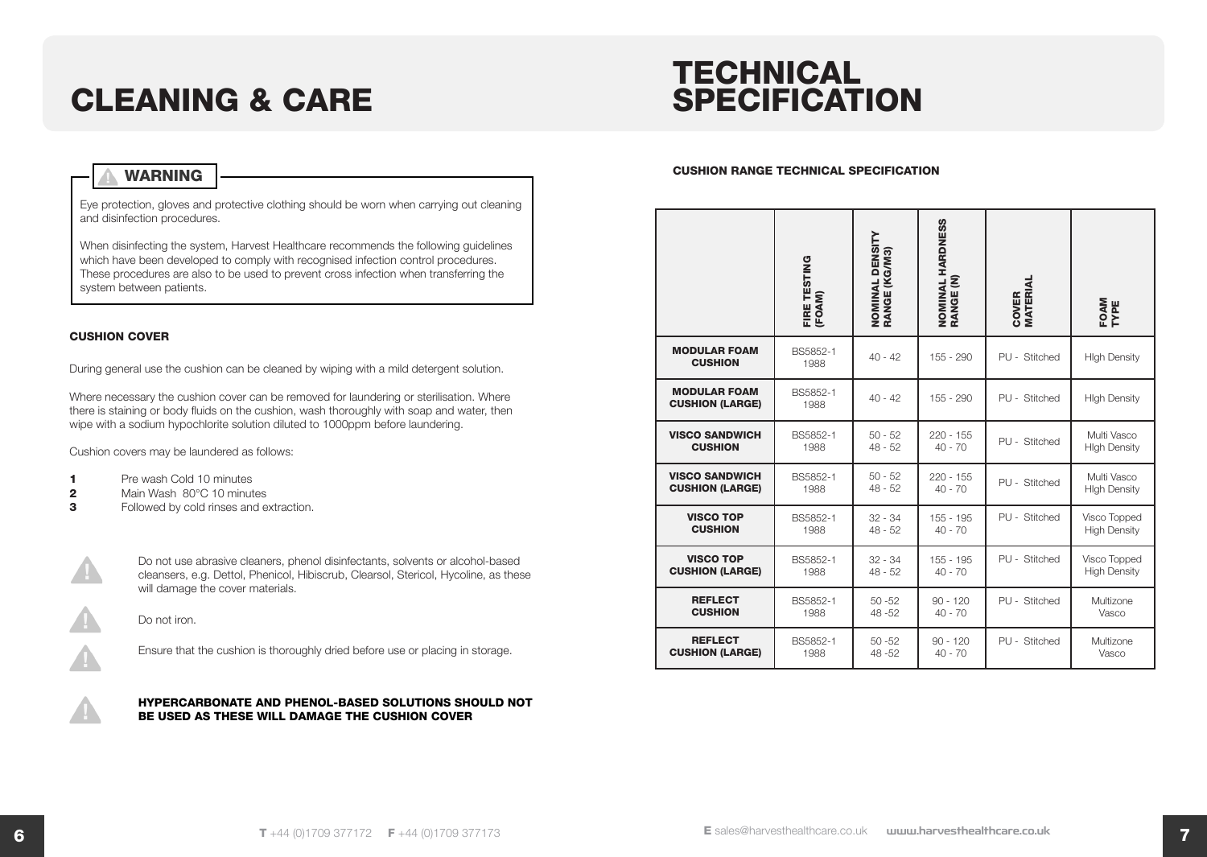# CLEANING & CARE

**WARNING**

Eye protection, gloves and protective clothing should be worn when carrying out cleaning and disinfection procedures.

When disinfecting the system, Harvest Healthcare recommends the following guidelines which have been developed to comply with recognised infection control procedures. These procedures are also to be used to prevent cross infection when transferring the system between patients.

### CUSHION COVER

During general use the cushion can be cleaned by wiping with a mild detergent solution.

Where necessary the cushion cover can be removed for laundering or sterilisation. Where there is staining or body fluids on the cushion, wash thoroughly with soap and water, then wipe with a sodium hypochlorite solution diluted to 1000ppm before laundering.

Cushion covers may be laundered as follows:

1. Pre wash Cold 10 minutes
2. Main Wash 80°C 10 minutes
3. Followed by cold rinses and extraction.

Do not use abrasive cleaners, phenol disinfectants, solvents or alcohol-based cleansers, e.g. Dettol, Phenicol, Hibiscrub, Clearsol, Stericol, Hycoline, as these will damage the cover materials.

Do not iron.

Ensure that the cushion is thoroughly dried before use or placing in storage.

**HYPERCARBONATE AND PHENOL-BASED SOLUTIONS SHOULD NOT BE USED AS THESE WILL DAMAGE THE CUSHION COVER**

# TECHNICAL SPECIFICATION

### CUSHION RANGE TECHNICAL SPECIFICATION

| | FIRE TESTING (FOAM) | NOMINAL DENSITY RANGE (KG/M3) | NOMINAL HARDNESS RANGE (N) | COVER MATERIAL | FOAM TYPE |
|---|---|---|---|---|---|
| **MODULAR FOAM CUSHION** | BS5852-1 1988 | 40 - 42 | 155 - 290 | PU - Stitched | HIgh Density |
| **MODULAR FOAM CUSHION (LARGE)** | BS5852-1 1988 | 40 - 42 | 155 - 290 | PU - Stitched | HIgh Density |
| **VISCO SANDWICH CUSHION** | BS5852-1 1988 | 50 - 52<br>48 - 52 | 220 - 155<br>40 - 70 | PU - Stitched | Multi Vasco<br>HIgh Density |
| **VISCO SANDWICH CUSHION (LARGE)** | BS5852-1 1988 | 50 - 52<br>48 - 52 | 220 - 155<br>40 - 70 | PU - Stitched | Multi Vasco<br>HIgh Density |
| **VISCO TOP CUSHION** | BS5852-1 1988 | 32 - 34<br>48 - 52 | 155 - 195<br>40 - 70 | PU - Stitched | Visco Topped<br>High Density |
| **VISCO TOP CUSHION (LARGE)** | BS5852-1 1988 | 32 - 34<br>48 - 52 | 155 - 195<br>40 - 70 | PU - Stitched | Visco Topped<br>High Density |
| **REFLECT CUSHION** | BS5852-1 1988 | 50 -52<br>48 -52 | 90 - 120<br>40 - 70 | PU - Stitched | Multizone<br>Vasco |
| **REFLECT CUSHION (LARGE)** | BS5852-1 1988 | 50 -52<br>48 -52 | 90 - 120<br>40 - 70 | PU - Stitched | Multizone<br>Vasco |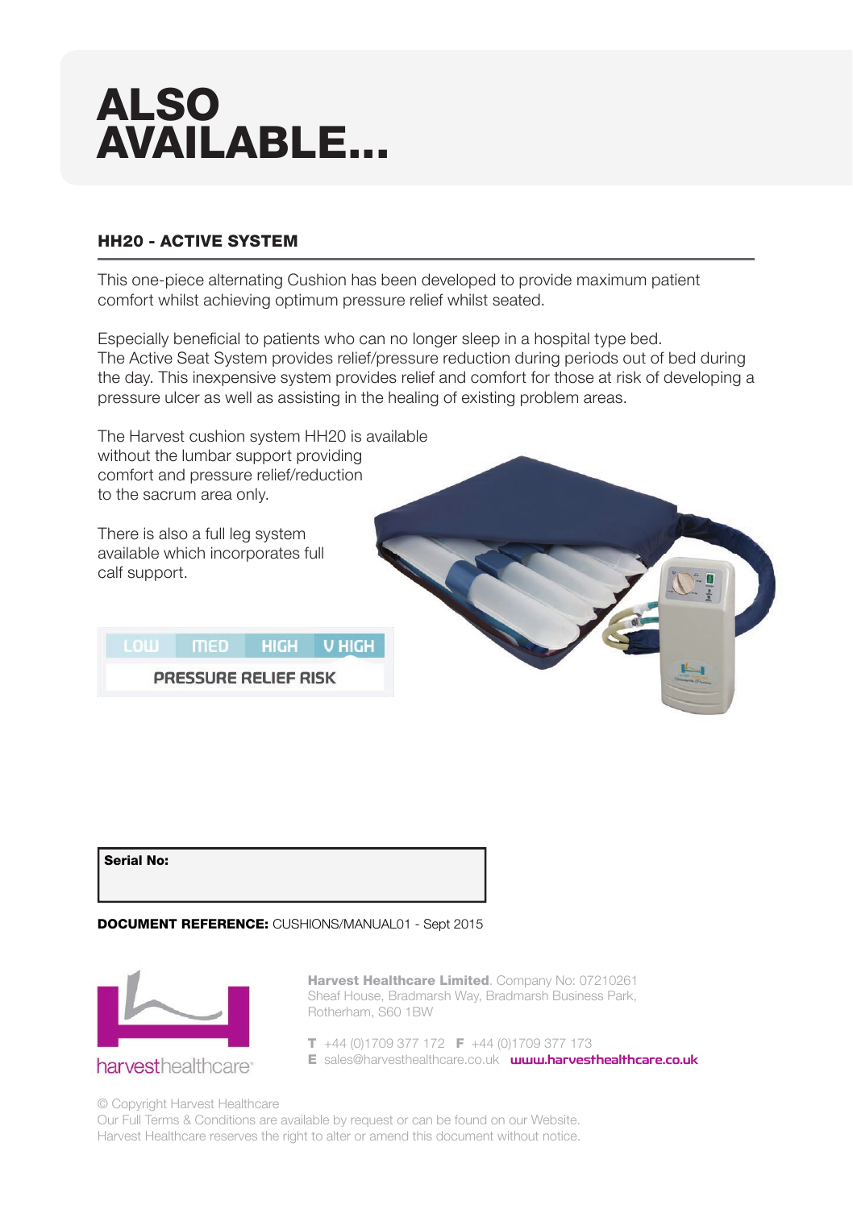# ALSO AVAILABLE...

## HH20 - ACTIVE SYSTEM

This one-piece alternating Cushion has been developed to provide maximum patient comfort whilst achieving optimum pressure relief whilst seated.

Especially beneficial to patients who can no longer sleep in a hospital type bed. The Active Seat System provides relief/pressure reduction during periods out of bed during the day. This inexpensive system provides relief and comfort for those at risk of developing a pressure ulcer as well as assisting in the healing of existing problem areas.

The Harvest cushion system HH20 is available without the lumbar support providing comfort and pressure relief/reduction to the sacrum area only.

There is also a full leg system available which incorporates full calf support.

LOW MED HIGH V HIGH

PRESSURE RELIEF RISK

**Serial No:**

**DOCUMENT REFERENCE:** CUSHIONS/MANUAL01 - Sept 2015

harvesthealthcare

**Harvest Healthcare Limited**. Company No: 07210261
Sheaf House, Bradmarsh Way, Bradmarsh Business Park, Rotherham, S60 1BW

**T** +44 (0)1709 377 172 **F** +44 (0)1709 377 173
**E** sales@harvesthealthcare.co.uk **www.harvesthealthcare.co.uk**

© Copyright Harvest Healthcare
Our Full Terms & Conditions are available by request or can be found on our Website.
Harvest Healthcare reserves the right to alter or amend this document without notice.